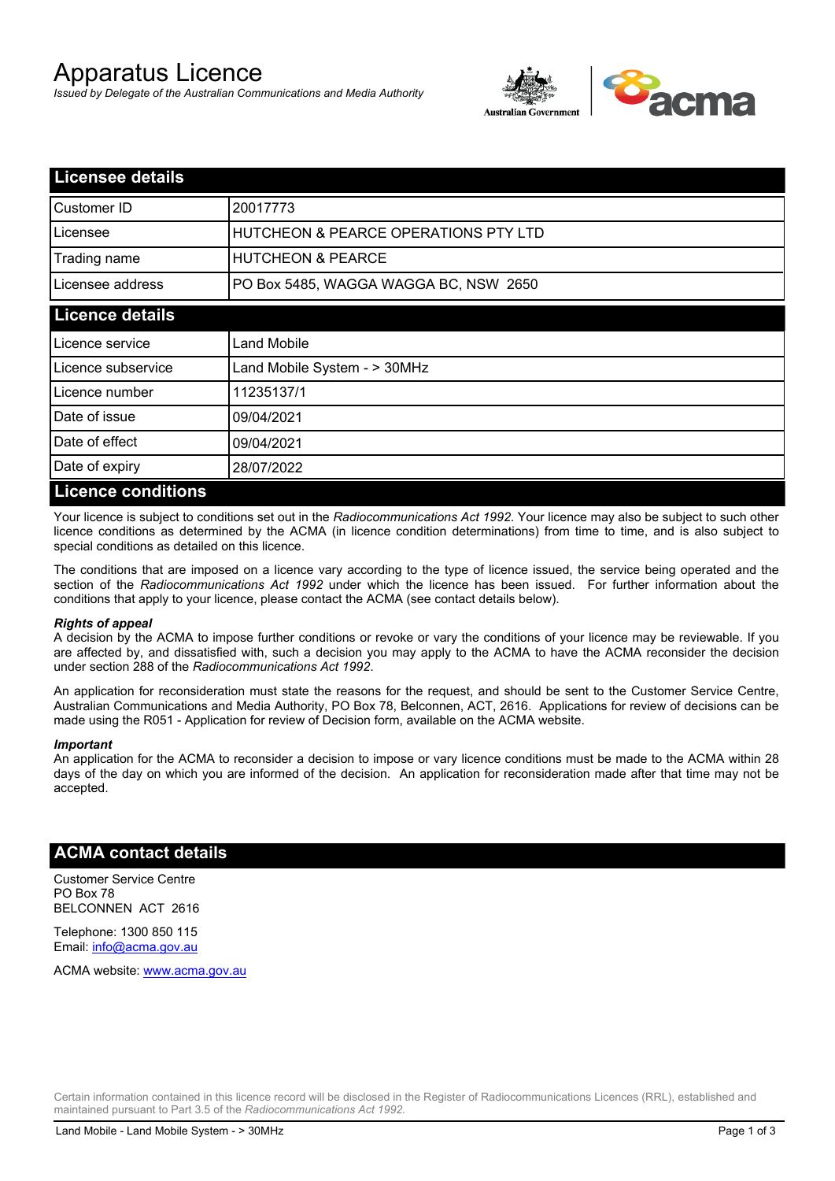# Apparatus Licence

*Issued by Delegate of the Australian Communications and Media Authority*

## Licensee details

| Customer ID | 20017773 |
|---|---|
| Licensee | HUTCHEON & PEARCE OPERATIONS PTY LTD |
| Trading name | HUTCHEON & PEARCE |
| Licensee address | PO Box 5485, WAGGA WAGGA BC, NSW 2650 |

## Licence details

| Licence service | Land Mobile |
|---|---|
| Licence subservice | Land Mobile System - > 30MHz |
| Licence number | 11235137/1 |
| Date of issue | 09/04/2021 |
| Date of effect | 09/04/2021 |
| Date of expiry | 28/07/2022 |

## Licence conditions

Your licence is subject to conditions set out in the *Radiocommunications Act 1992*. Your licence may also be subject to such other licence conditions as determined by the ACMA (in licence condition determinations) from time to time, and is also subject to special conditions as detailed on this licence.

The conditions that are imposed on a licence vary according to the type of licence issued, the service being operated and the section of the *Radiocommunications Act 1992* under which the licence has been issued. For further information about the conditions that apply to your licence, please contact the ACMA (see contact details below).

***Rights of appeal***

A decision by the ACMA to impose further conditions or revoke or vary the conditions of your licence may be reviewable. If you are affected by, and dissatisfied with, such a decision you may apply to the ACMA to have the ACMA reconsider the decision under section 288 of the *Radiocommunications Act 1992*.

An application for reconsideration must state the reasons for the request, and should be sent to the Customer Service Centre, Australian Communications and Media Authority, PO Box 78, Belconnen, ACT, 2616. Applications for review of decisions can be made using the R051 - Application for review of Decision form, available on the ACMA website.

***Important***

An application for the ACMA to reconsider a decision to impose or vary licence conditions must be made to the ACMA within 28 days of the day on which you are informed of the decision. An application for reconsideration made after that time may not be accepted.

## ACMA contact details

Customer Service Centre
PO Box 78
BELCONNEN ACT 2616

Telephone: 1300 850 115
Email: info@acma.gov.au

ACMA website: www.acma.gov.au

Certain information contained in this licence record will be disclosed in the Register of Radiocommunications Licences (RRL), established and maintained pursuant to Part 3.5 of the *Radiocommunications Act 1992.*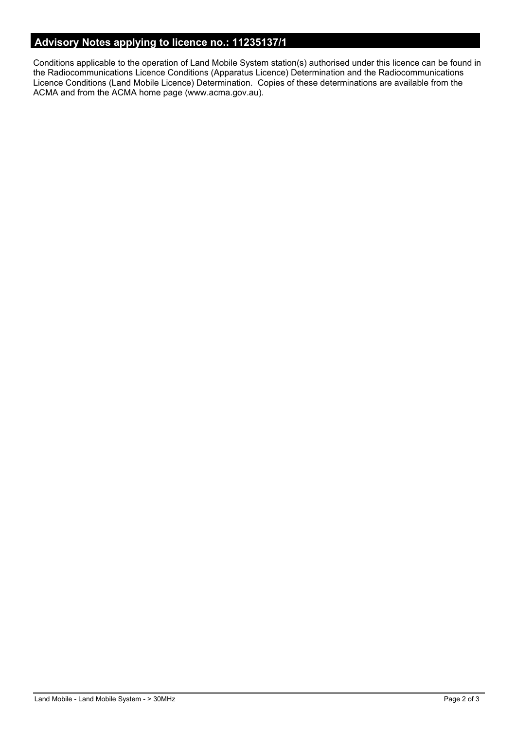## Advisory Notes applying to licence no.: 11235137/1

Conditions applicable to the operation of Land Mobile System station(s) authorised under this licence can be found in the Radiocommunications Licence Conditions (Apparatus Licence) Determination and the Radiocommunications Licence Conditions (Land Mobile Licence) Determination. Copies of these determinations are available from the ACMA and from the ACMA home page (www.acma.gov.au).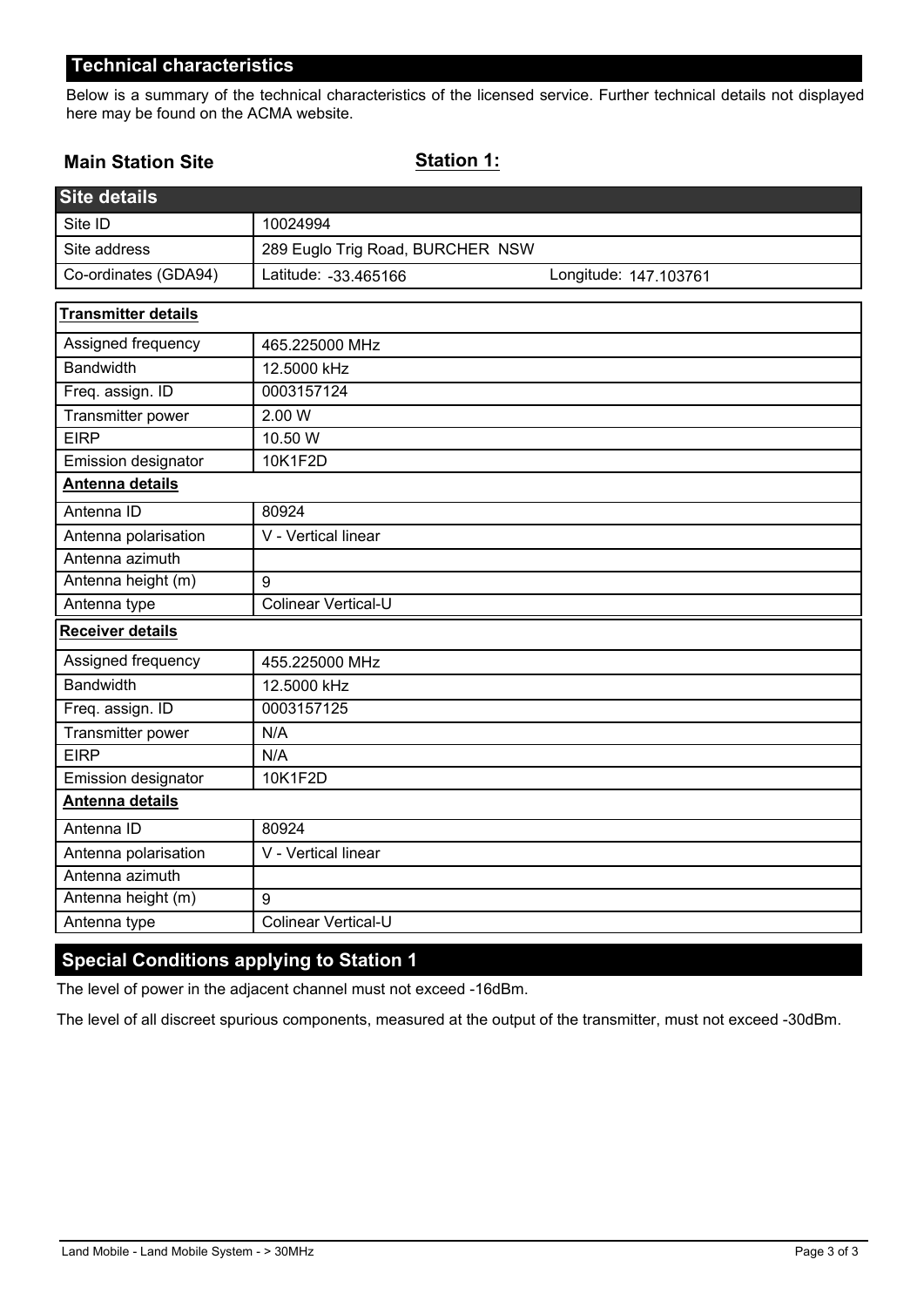## Technical characteristics

Below is a summary of the technical characteristics of the licensed service. Further technical details not displayed here may be found on the ACMA website.

**Main Station Site** **Station 1:**

| Site details | |
|---|---|
| Site ID | 10024994 |
| Site address | 289 Euglo Trig Road, BURCHER NSW |
| Co-ordinates (GDA94) | Latitude: -33.465166 Longitude: 147.103761 |

| Transmitter details | |
|---|---|
| Assigned frequency | 465.225000 MHz |
| Bandwidth | 12.5000 kHz |
| Freq. assign. ID | 0003157124 |
| Transmitter power | 2.00 W |
| EIRP | 10.50 W |
| Emission designator | 10K1F2D |
| **Antenna details** | |
| Antenna ID | 80924 |
| Antenna polarisation | V - Vertical linear |
| Antenna azimuth | |
| Antenna height (m) | 9 |
| Antenna type | Colinear Vertical-U |

| Receiver details | |
|---|---|
| Assigned frequency | 455.225000 MHz |
| Bandwidth | 12.5000 kHz |
| Freq. assign. ID | 0003157125 |
| Transmitter power | N/A |
| EIRP | N/A |
| Emission designator | 10K1F2D |
| **Antenna details** | |
| Antenna ID | 80924 |
| Antenna polarisation | V - Vertical linear |
| Antenna azimuth | |
| Antenna height (m) | 9 |
| Antenna type | Colinear Vertical-U |

## Special Conditions applying to Station 1

The level of power in the adjacent channel must not exceed -16dBm.

The level of all discreet spurious components, measured at the output of the transmitter, must not exceed -30dBm.